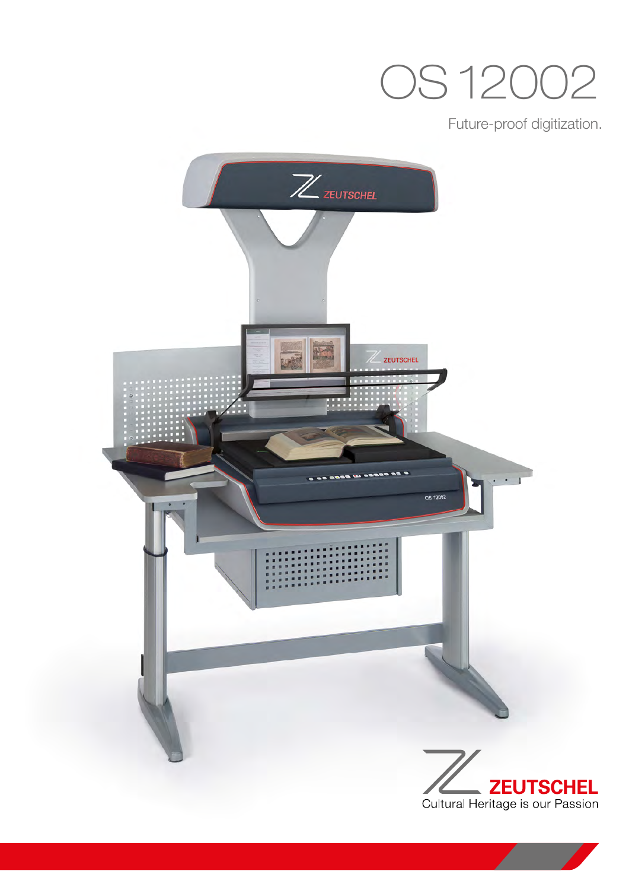# OS 12002

Future-proof digitization.

ZEUTSCHEL

Cultural Heritage is our Passion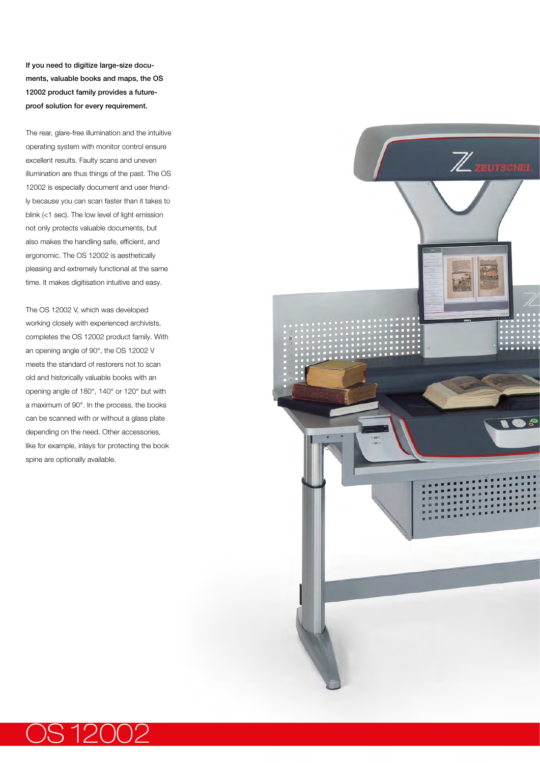**If you need to digitize large-size documents, valuable books and maps, the OS 12002 product family provides a future-proof solution for every requirement.**

The rear, glare-free illumination and the intuitive operating system with monitor control ensure excellent results. Faulty scans and uneven illumination are thus things of the past. The OS 12002 is especially document and user friendly because you can scan faster than it takes to blink (<1 sec). The low level of light emission not only protects valuable documents, but also makes the handling safe, efficient, and ergonomic. The OS 12002 is aesthetically pleasing and extremely functional at the same time. It makes digitisation intuitive and easy.

The OS 12002 V, which was developed working closely with experienced archivists, completes the OS 12002 product family. With an opening angle of 90°, the OS 12002 V meets the standard of restorers not to scan old and historically valuable books with an opening angle of 180°, 140° or 120° but with a maximum of 90°. In the process, the books can be scanned with or without a glass plate depending on the need. Other accessories, like for example, inlays for protecting the book spine are optionally available.

# OS 12002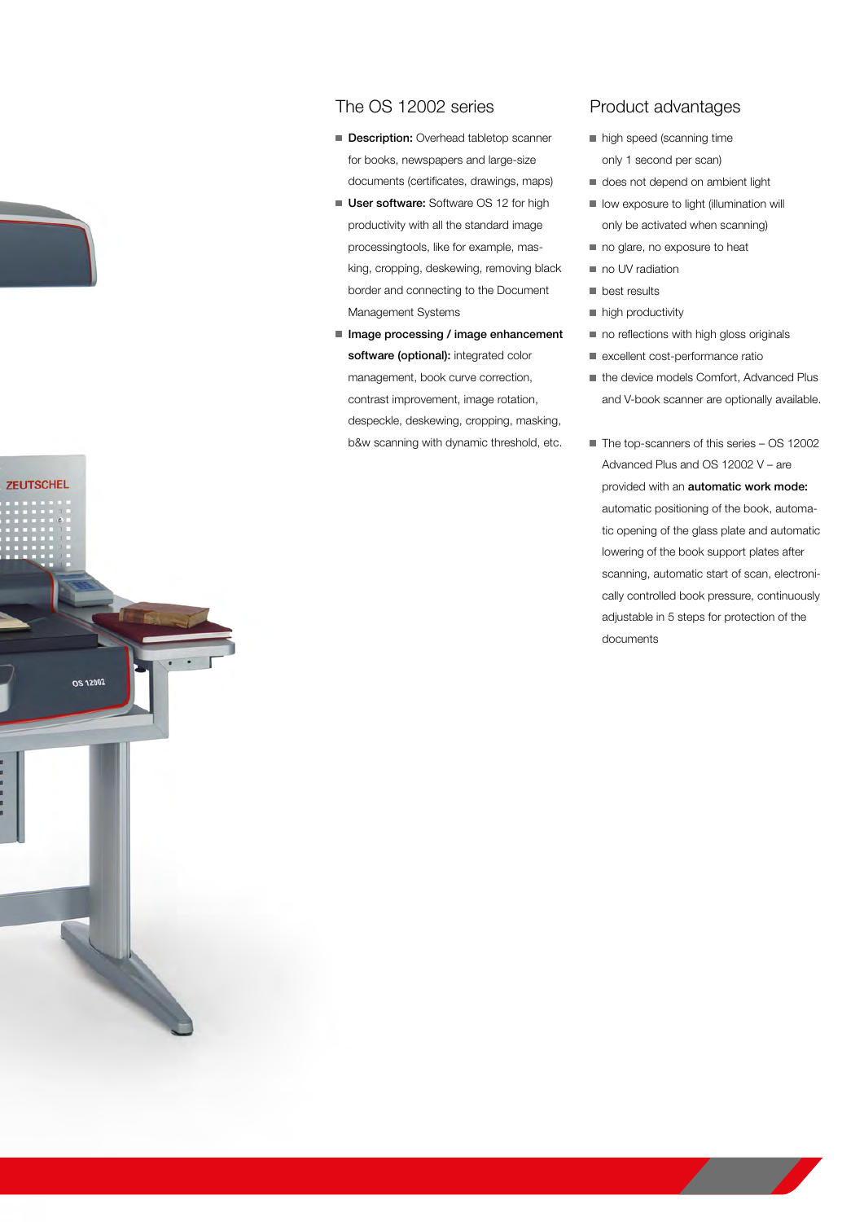## The OS 12002 series

- **Description:** Overhead tabletop scanner for books, newspapers and large-size documents (certificates, drawings, maps)
- **User software:** Software OS 12 for high productivity with all the standard image processingtools, like for example, masking, cropping, deskewing, removing black border and connecting to the Document Management Systems
- **Image processing / image enhancement software (optional):** integrated color management, book curve correction, contrast improvement, image rotation, despeckle, deskewing, cropping, masking, b&w scanning with dynamic threshold, etc.

## Product advantages

- high speed (scanning time only 1 second per scan)
- does not depend on ambient light
- low exposure to light (illumination will only be activated when scanning)
- no glare, no exposure to heat
- no UV radiation
- best results
- high productivity
- no reflections with high gloss originals
- excellent cost-performance ratio
- the device models Comfort, Advanced Plus and V-book scanner are optionally available.

- The top-scanners of this series – OS 12002 Advanced Plus and OS 12002 V – are provided with an **automatic work mode:** automatic positioning of the book, automatic opening of the glass plate and automatic lowering of the book support plates after scanning, automatic start of scan, electronically controlled book pressure, continuously adjustable in 5 steps for protection of the documents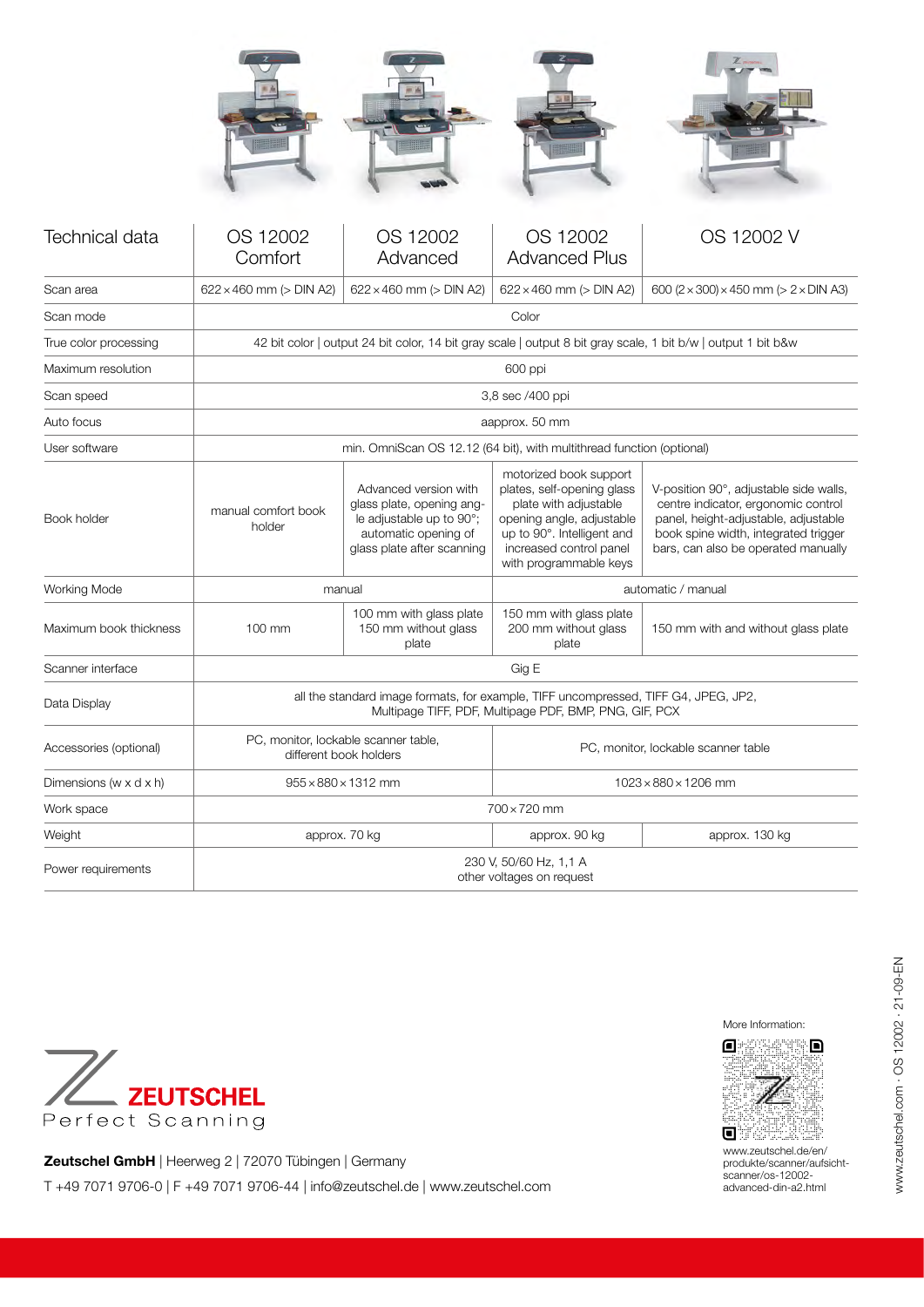| Technical data | OS 12002 Comfort | OS 12002 Advanced | OS 12002 Advanced Plus | OS 12002 V |
|---|---|---|---|---|
| Scan area | 622 × 460 mm (> DIN A2) | 622 × 460 mm (> DIN A2) | 622 × 460 mm (> DIN A2) | 600 (2 × 300) × 450 mm (> 2 × DIN A3) |
| Scan mode | Color | | | |
| True color processing | 42 bit color \| output 24 bit color, 14 bit gray scale \| output 8 bit gray scale, 1 bit b/w \| output 1 bit b&w | | | |
| Maximum resolution | 600 ppi | | | |
| Scan speed | 3,8 sec /400 ppi | | | |
| Auto focus | aapprox. 50 mm | | | |
| User software | min. OmniScan OS 12.12 (64 bit), with multithread function (optional) | | | |
| Book holder | manual comfort book holder | Advanced version with glass plate, opening angle adjustable up to 90°; automatic opening of glass plate after scanning | motorized book support plates, self-opening glass plate with adjustable opening angle, adjustable up to 90°. Intelligent and increased control panel with programmable keys | V-position 90°, adjustable side walls, centre indicator, ergonomic control panel, height-adjustable, adjustable book spine width, integrated trigger bars, can also be operated manually |
| Working Mode | manual | | automatic / manual | |
| Maximum book thickness | 100 mm | 100 mm with glass plate 150 mm without glass plate | 150 mm with glass plate 200 mm without glass plate | 150 mm with and without glass plate |
| Scanner interface | Gig E | | | |
| Data Display | all the standard image formats, for example, TIFF uncompressed, TIFF G4, JPEG, JP2, Multipage TIFF, PDF, Multipage PDF, BMP, PNG, GIF, PCX | | | |
| Accessories (optional) | PC, monitor, lockable scanner table, different book holders | | PC, monitor, lockable scanner table | |
| Dimensions (w x d x h) | 955 × 880 × 1312 mm | | 1023 × 880 × 1206 mm | |
| Work space | 700 × 720 mm | | | |
| Weight | approx. 70 kg | | approx. 90 kg | approx. 130 kg |
| Power requirements | 230 V, 50/60 Hz, 1,1 A other voltages on request | | | |

ZEUTSCHEL
Perfect Scanning

**Zeutschel GmbH** | Heerweg 2 | 72070 Tübingen | Germany

T +49 7071 9706-0 | F +49 7071 9706-44 | info@zeutschel.de | www.zeutschel.com

More Information:

www.zeutschel.de/en/produkte/scanner/aufsicht-scanner/os-12002-advanced-din-a2.html

www.zeutschel.com · OS 12002 · 21-09-EN